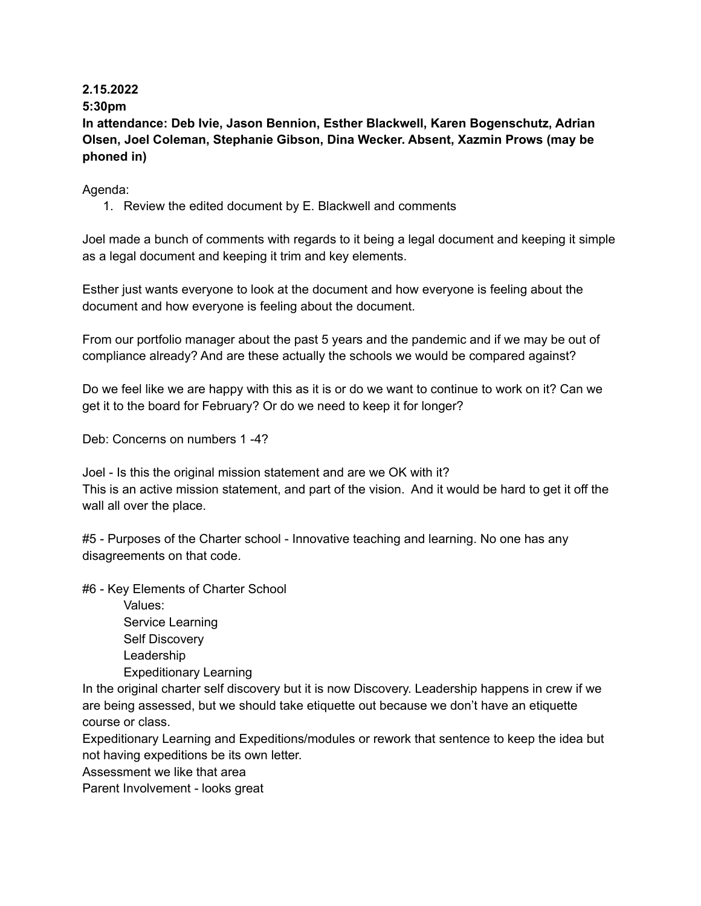**2.15.2022**
**5:30pm**
**In attendance: Deb Ivie, Jason Bennion, Esther Blackwell, Karen Bogenschutz, Adrian Olsen, Joel Coleman, Stephanie Gibson, Dina Wecker. Absent, Xazmin Prows (may be phoned in)**

Agenda:

1. Review the edited document by E. Blackwell and comments

Joel made a bunch of comments with regards to it being a legal document and keeping it simple as a legal document and keeping it trim and key elements.

Esther just wants everyone to look at the document and how everyone is feeling about the document and how everyone is feeling about the document.

From our portfolio manager about the past 5 years and the pandemic and if we may be out of compliance already? And are these actually the schools we would be compared against?

Do we feel like we are happy with this as it is or do we want to continue to work on it? Can we get it to the board for February? Or do we need to keep it for longer?

Deb: Concerns on numbers 1 -4?

Joel - Is this the original mission statement and are we OK with it?
This is an active mission statement, and part of the vision. And it would be hard to get it off the wall all over the place.

#5 - Purposes of the Charter school - Innovative teaching and learning. No one has any disagreements on that code.

#6 - Key Elements of Charter School
 Values:
 Service Learning
 Self Discovery
 Leadership
 Expeditionary Learning
In the original charter self discovery but it is now Discovery. Leadership happens in crew if we are being assessed, but we should take etiquette out because we don't have an etiquette course or class.
Expeditionary Learning and Expeditions/modules or rework that sentence to keep the idea but not having expeditions be its own letter.
Assessment we like that area
Parent Involvement - looks great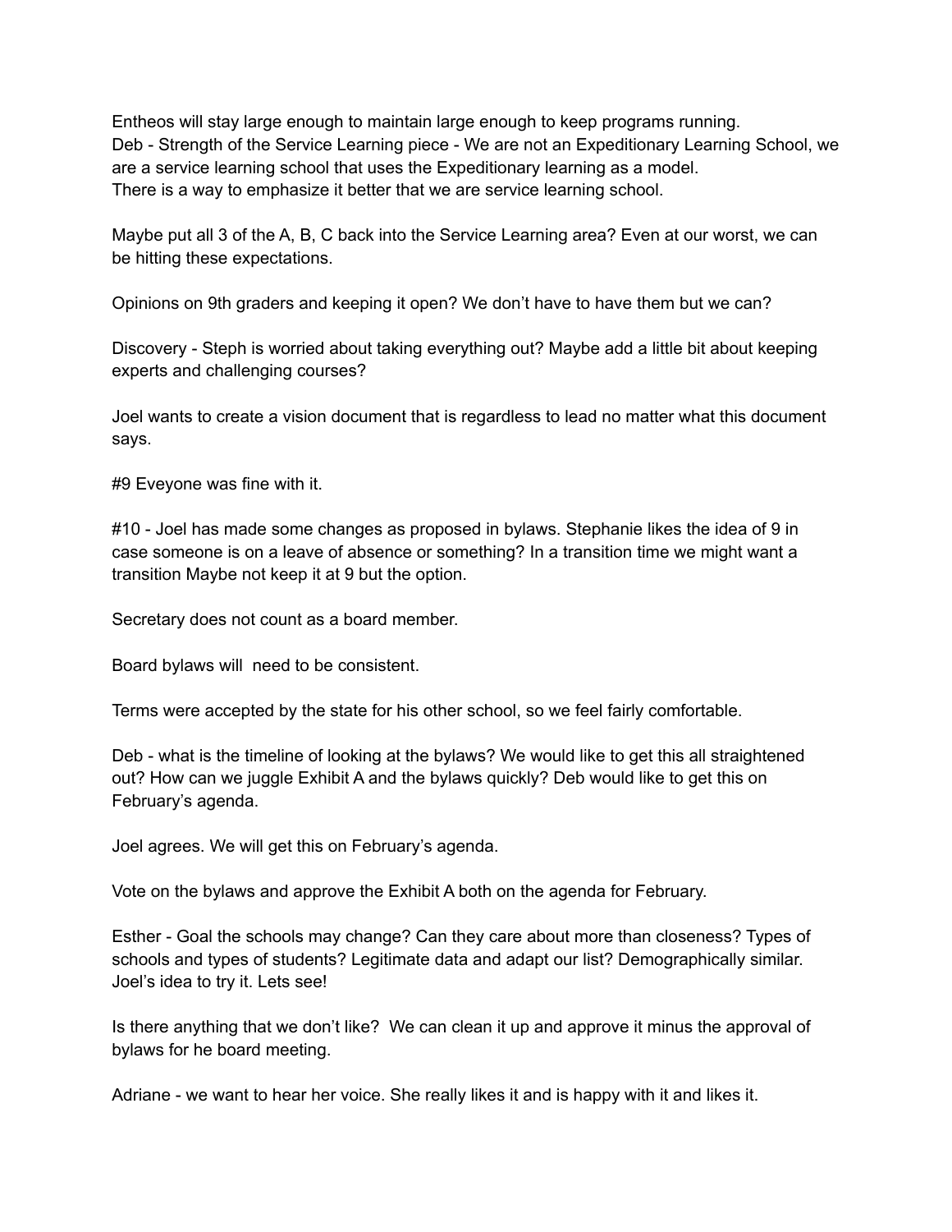Entheos will stay large enough to maintain large enough to keep programs running.
Deb - Strength of the Service Learning piece - We are not an Expeditionary Learning School, we are a service learning school that uses the Expeditionary learning as a model.
There is a way to emphasize it better that we are service learning school.

Maybe put all 3 of the A, B, C back into the Service Learning area? Even at our worst, we can be hitting these expectations.

Opinions on 9th graders and keeping it open? We don't have to have them but we can?

Discovery - Steph is worried about taking everything out? Maybe add a little bit about keeping experts and challenging courses?

Joel wants to create a vision document that is regardless to lead no matter what this document says.

#9 Eveyone was fine with it.

#10 - Joel has made some changes as proposed in bylaws. Stephanie likes the idea of 9 in case someone is on a leave of absence or something? In a transition time we might want a transition Maybe not keep it at 9 but the option.

Secretary does not count as a board member.

Board bylaws will need to be consistent.

Terms were accepted by the state for his other school, so we feel fairly comfortable.

Deb - what is the timeline of looking at the bylaws? We would like to get this all straightened out? How can we juggle Exhibit A and the bylaws quickly? Deb would like to get this on February's agenda.

Joel agrees. We will get this on February's agenda.

Vote on the bylaws and approve the Exhibit A both on the agenda for February.

Esther - Goal the schools may change? Can they care about more than closeness? Types of schools and types of students? Legitimate data and adapt our list? Demographically similar. Joel's idea to try it. Lets see!

Is there anything that we don't like? We can clean it up and approve it minus the approval of bylaws for he board meeting.

Adriane - we want to hear her voice. She really likes it and is happy with it and likes it.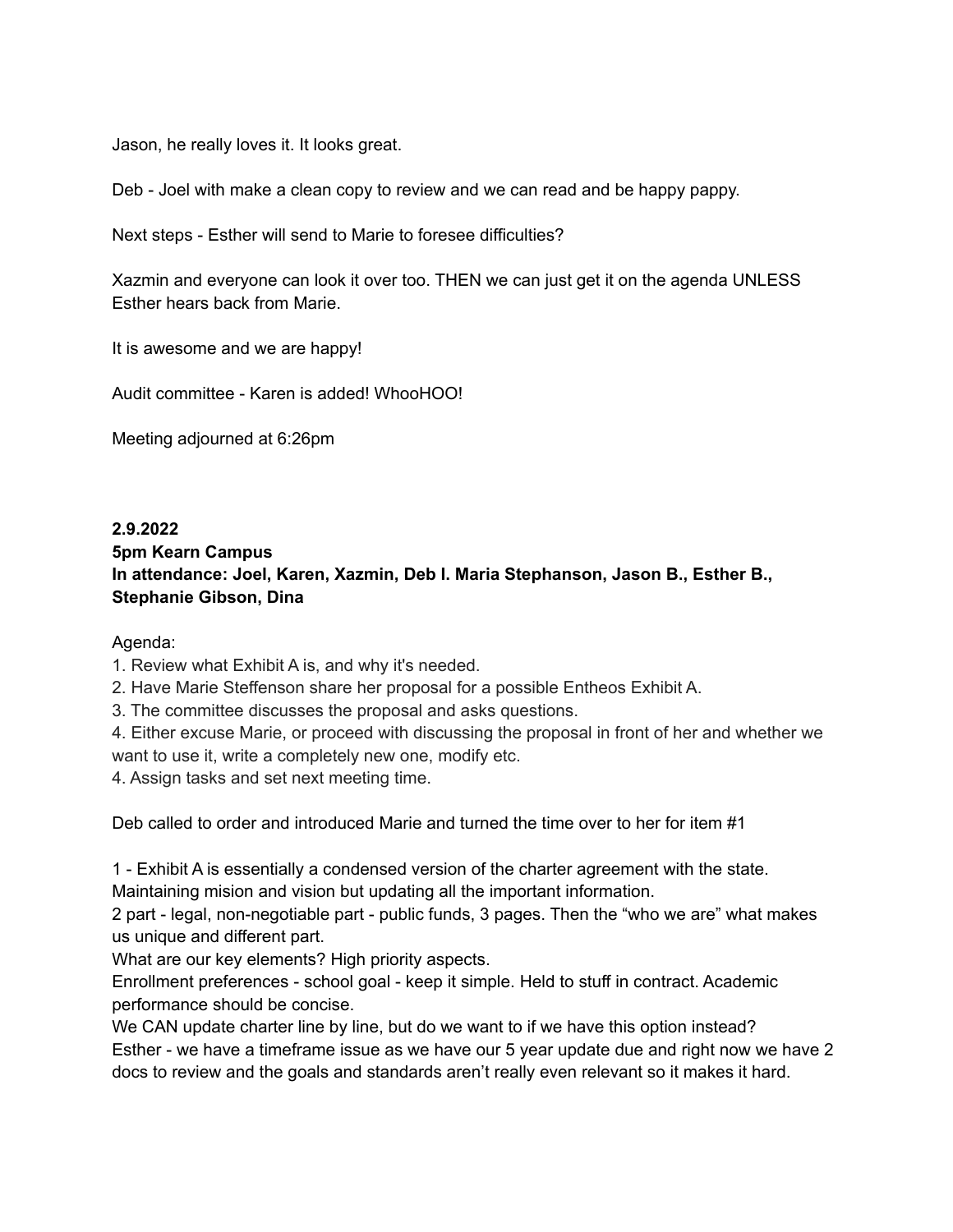Jason, he really loves it. It looks great.

Deb - Joel with make a clean copy to review and we can read and be happy pappy.

Next steps - Esther will send to Marie to foresee difficulties?

Xazmin and everyone can look it over too. THEN we can just get it on the agenda UNLESS Esther hears back from Marie.

It is awesome and we are happy!

Audit committee - Karen is added! WhooHOO!

Meeting adjourned at 6:26pm

**2.9.2022**
**5pm Kearn Campus**
**In attendance: Joel, Karen, Xazmin, Deb I. Maria Stephanson, Jason B., Esther B., Stephanie Gibson, Dina**

Agenda:
1. Review what Exhibit A is, and why it's needed.
2. Have Marie Steffenson share her proposal for a possible Entheos Exhibit A.
3. The committee discusses the proposal and asks questions.
4. Either excuse Marie, or proceed with discussing the proposal in front of her and whether we want to use it, write a completely new one, modify etc.
4. Assign tasks and set next meeting time.

Deb called to order and introduced Marie and turned the time over to her for item #1

1 - Exhibit A is essentially a condensed version of the charter agreement with the state. Maintaining mision and vision but updating all the important information.
2 part - legal, non-negotiable part - public funds, 3 pages. Then the "who we are" what makes us unique and different part.
What are our key elements? High priority aspects.
Enrollment preferences - school goal - keep it simple. Held to stuff in contract. Academic performance should be concise.
We CAN update charter line by line, but do we want to if we have this option instead?
Esther - we have a timeframe issue as we have our 5 year update due and right now we have 2 docs to review and the goals and standards aren't really even relevant so it makes it hard.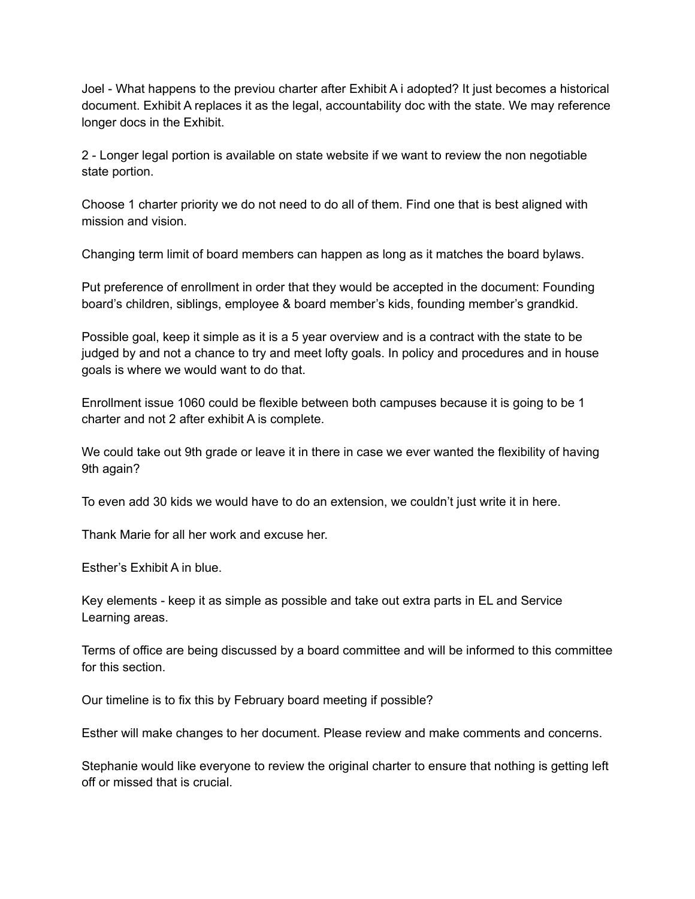Joel - What happens to the previou charter after Exhibit A i adopted? It just becomes a historical document. Exhibit A replaces it as the legal, accountability doc with the state. We may reference longer docs in the Exhibit.

2 - Longer legal portion is available on state website if we want to review the non negotiable state portion.

Choose 1 charter priority we do not need to do all of them. Find one that is best aligned with mission and vision.

Changing term limit of board members can happen as long as it matches the board bylaws.

Put preference of enrollment in order that they would be accepted in the document: Founding board's children, siblings, employee & board member's kids, founding member's grandkid.

Possible goal, keep it simple as it is a 5 year overview and is a contract with the state to be judged by and not a chance to try and meet lofty goals. In policy and procedures and in house goals is where we would want to do that.

Enrollment issue 1060 could be flexible between both campuses because it is going to be 1 charter and not 2 after exhibit A is complete.

We could take out 9th grade or leave it in there in case we ever wanted the flexibility of having 9th again?

To even add 30 kids we would have to do an extension, we couldn't just write it in here.

Thank Marie for all her work and excuse her.

Esther's Exhibit A in blue.

Key elements - keep it as simple as possible and take out extra parts in EL and Service Learning areas.

Terms of office are being discussed by a board committee and will be informed to this committee for this section.

Our timeline is to fix this by February board meeting if possible?

Esther will make changes to her document. Please review and make comments and concerns.

Stephanie would like everyone to review the original charter to ensure that nothing is getting left off or missed that is crucial.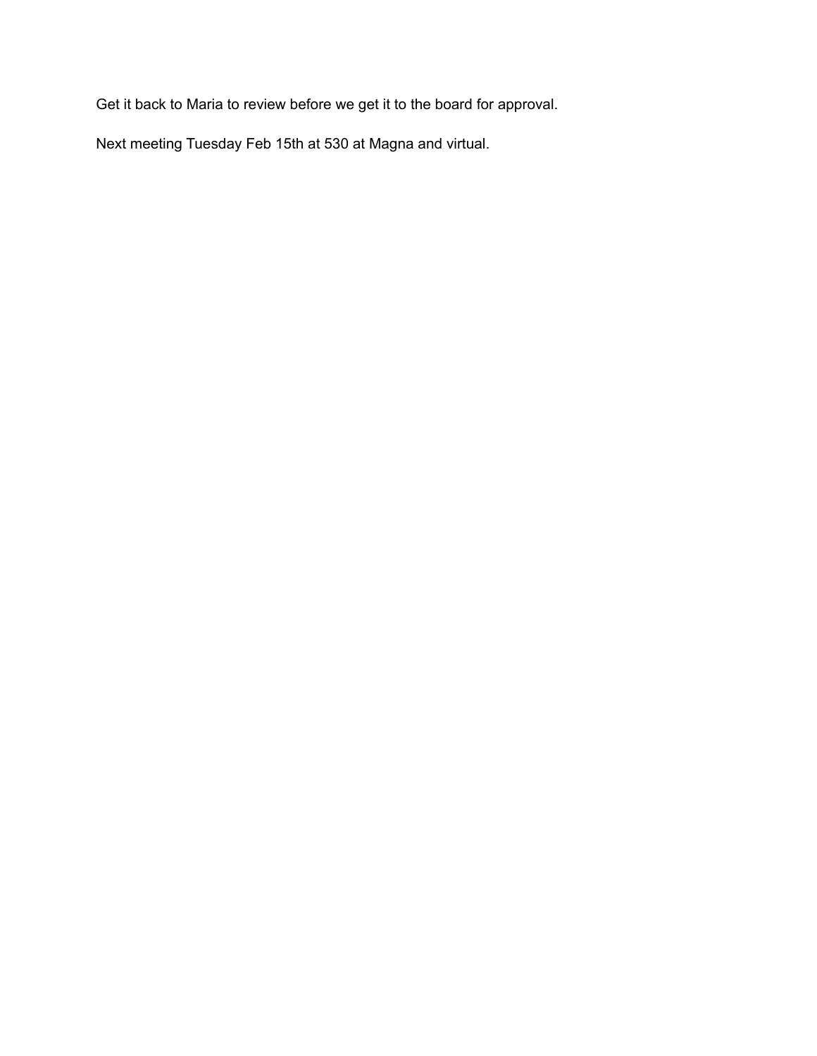Get it back to Maria to review before we get it to the board for approval.

Next meeting Tuesday Feb 15th at 530 at Magna and virtual.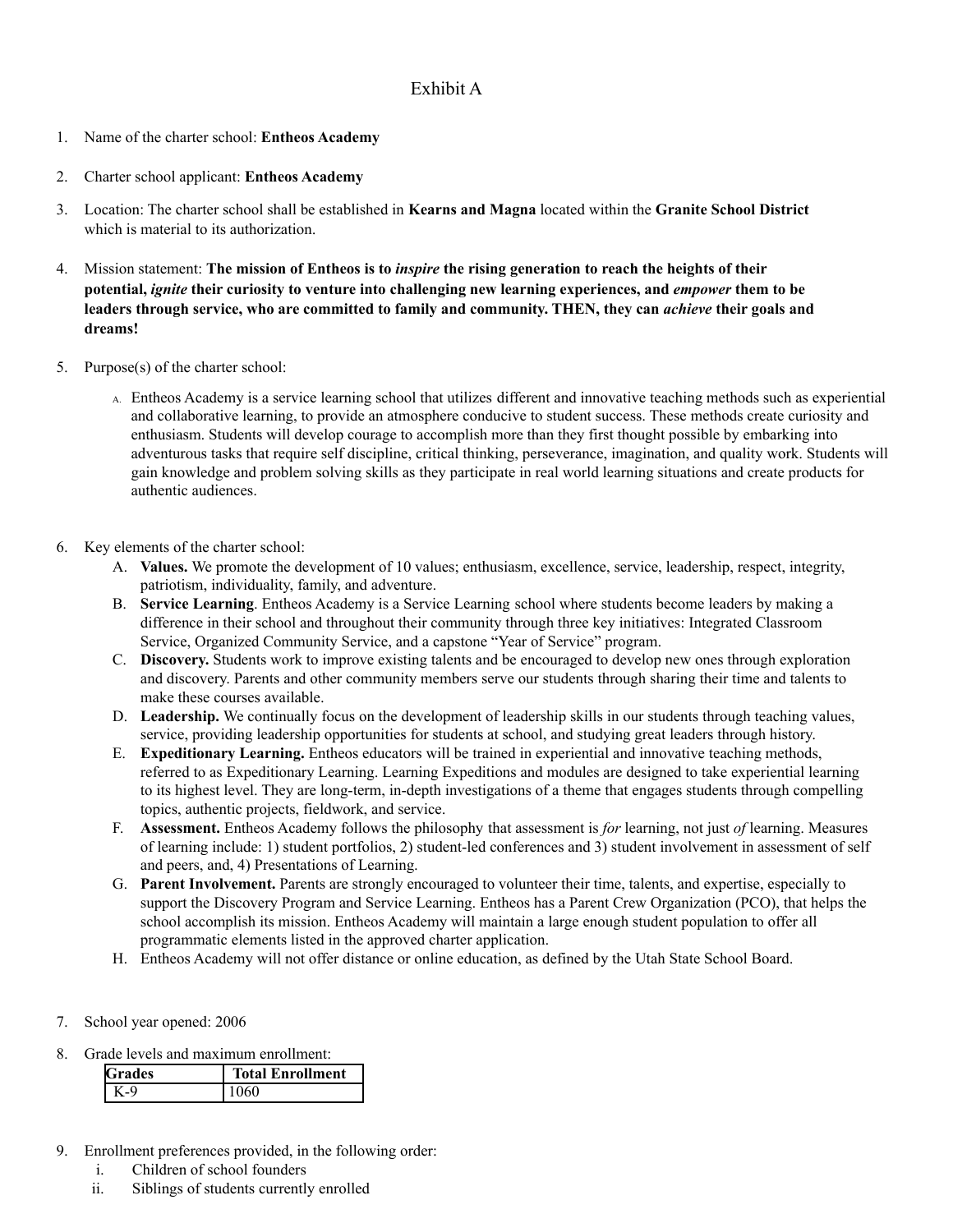# Exhibit A

1. Name of the charter school: **Entheos Academy**

2. Charter school applicant: **Entheos Academy**

3. Location: The charter school shall be established in **Kearns and Magna** located within the **Granite School District** which is material to its authorization.

4. Mission statement: **The mission of Entheos is to *inspire* the rising generation to reach the heights of their potential, *ignite* their curiosity to venture into challenging new learning experiences, and *empower* them to be leaders through service, who are committed to family and community. THEN, they can *achieve* their goals and dreams!**

5. Purpose(s) of the charter school:

   A. Entheos Academy is a service learning school that utilizes different and innovative teaching methods such as experiential and collaborative learning, to provide an atmosphere conducive to student success. These methods create curiosity and enthusiasm. Students will develop courage to accomplish more than they first thought possible by embarking into adventurous tasks that require self discipline, critical thinking, perseverance, imagination, and quality work. Students will gain knowledge and problem solving skills as they participate in real world learning situations and create products for authentic audiences.

6. Key elements of the charter school:
   A. **Values.** We promote the development of 10 values; enthusiasm, excellence, service, leadership, respect, integrity, patriotism, individuality, family, and adventure.
   B. **Service Learning**. Entheos Academy is a Service Learning school where students become leaders by making a difference in their school and throughout their community through three key initiatives: Integrated Classroom Service, Organized Community Service, and a capstone "Year of Service" program.
   C. **Discovery.** Students work to improve existing talents and be encouraged to develop new ones through exploration and discovery. Parents and other community members serve our students through sharing their time and talents to make these courses available.
   D. **Leadership.** We continually focus on the development of leadership skills in our students through teaching values, service, providing leadership opportunities for students at school, and studying great leaders through history.
   E. **Expeditionary Learning.** Entheos educators will be trained in experiential and innovative teaching methods, referred to as Expeditionary Learning. Learning Expeditions and modules are designed to take experiential learning to its highest level. They are long-term, in-depth investigations of a theme that engages students through compelling topics, authentic projects, fieldwork, and service.
   F. **Assessment.** Entheos Academy follows the philosophy that assessment is *for* learning, not just *of* learning. Measures of learning include: 1) student portfolios, 2) student-led conferences and 3) student involvement in assessment of self and peers, and, 4) Presentations of Learning.
   G. **Parent Involvement.** Parents are strongly encouraged to volunteer their time, talents, and expertise, especially to support the Discovery Program and Service Learning. Entheos has a Parent Crew Organization (PCO), that helps the school accomplish its mission. Entheos Academy will maintain a large enough student population to offer all programmatic elements listed in the approved charter application.
   H. Entheos Academy will not offer distance or online education, as defined by the Utah State School Board.

7. School year opened: 2006

8. Grade levels and maximum enrollment:

| Grades | Total Enrollment |
| --- | --- |
| K-9 | 1060 |

9. Enrollment preferences provided, in the following order:
   i. Children of school founders
   ii. Siblings of students currently enrolled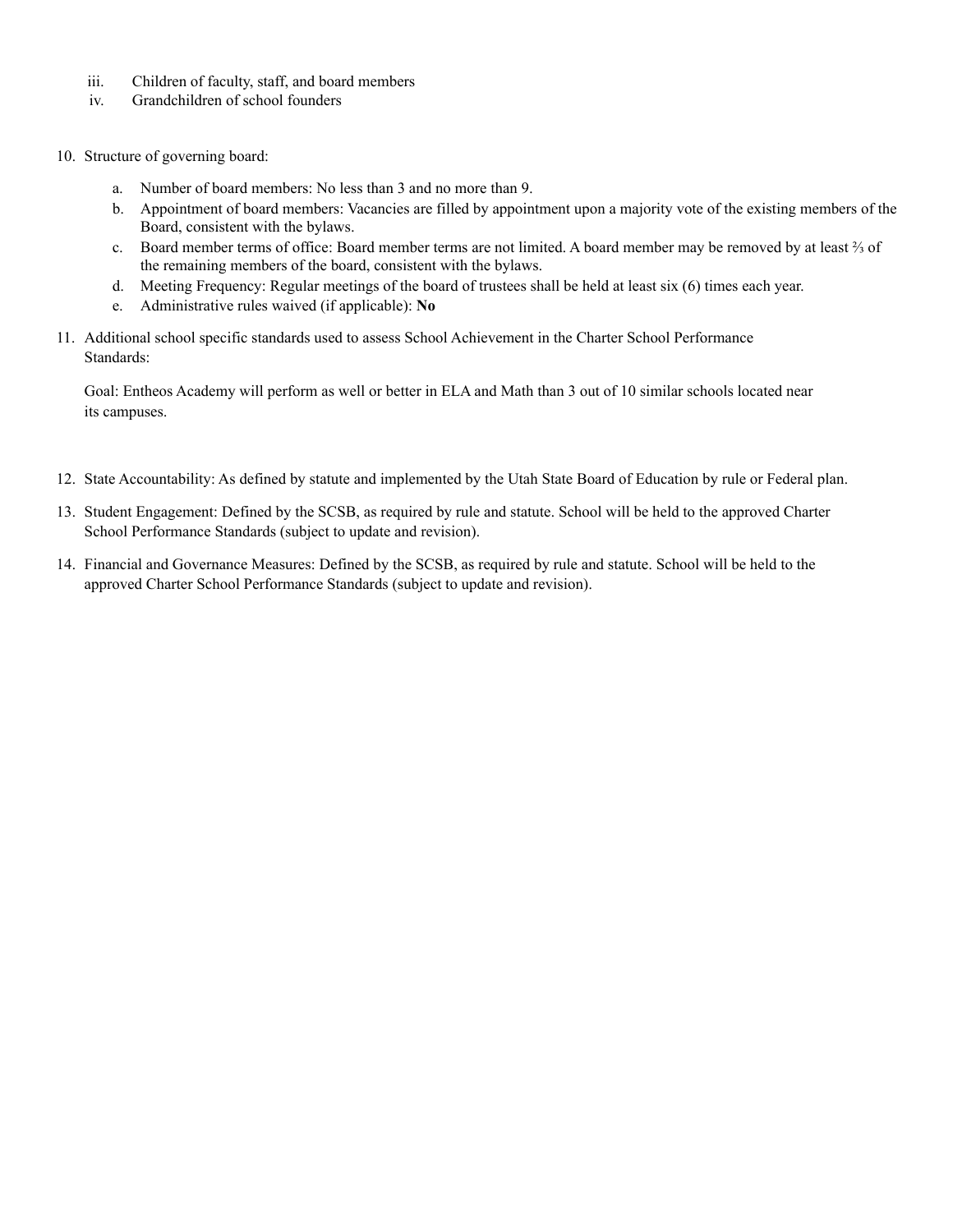iii. Children of faculty, staff, and board members
    iv. Grandchildren of school founders

10. Structure of governing board:

    a. Number of board members: No less than 3 and no more than 9.
    b. Appointment of board members: Vacancies are filled by appointment upon a majority vote of the existing members of the Board, consistent with the bylaws.
    c. Board member terms of office: Board member terms are not limited. A board member may be removed by at least ⅔ of the remaining members of the board, consistent with the bylaws.
    d. Meeting Frequency: Regular meetings of the board of trustees shall be held at least six (6) times each year.
    e. Administrative rules waived (if applicable): **No**

11. Additional school specific standards used to assess School Achievement in the Charter School Performance Standards:

    Goal: Entheos Academy will perform as well or better in ELA and Math than 3 out of 10 similar schools located near its campuses.

12. State Accountability: As defined by statute and implemented by the Utah State Board of Education by rule or Federal plan.

13. Student Engagement: Defined by the SCSB, as required by rule and statute. School will be held to the approved Charter School Performance Standards (subject to update and revision).

14. Financial and Governance Measures: Defined by the SCSB, as required by rule and statute. School will be held to the approved Charter School Performance Standards (subject to update and revision).